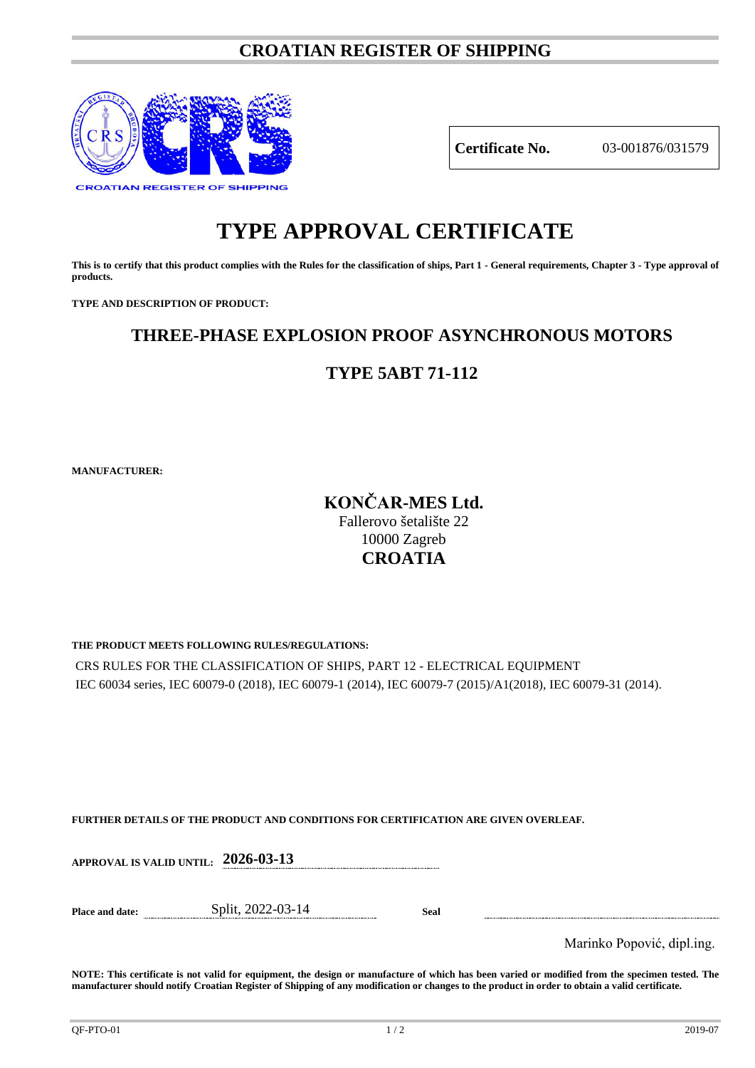# CROATIAN REGISTER OF SHIPPING

CROATIAN REGISTER OF SHIPPING

| **Certificate No.** | 03-001876/031579 |
|---|---|

# TYPE APPROVAL CERTIFICATE

**This is to certify that this product complies with the Rules for the classification of ships, Part 1 - General requirements, Chapter 3 - Type approval of products.**

**TYPE AND DESCRIPTION OF PRODUCT:**

## THREE-PHASE EXPLOSION PROOF ASYNCHRONOUS MOTORS

## TYPE 5ABT 71-112

**MANUFACTURER:**

**KONČAR-MES Ltd.**
Fallerovo šetalište 22
10000 Zagreb
**CROATIA**

**THE PRODUCT MEETS FOLLOWING RULES/REGULATIONS:**

CRS RULES FOR THE CLASSIFICATION OF SHIPS, PART 12 - ELECTRICAL EQUIPMENT
IEC 60034 series, IEC 60079-0 (2018), IEC 60079-1 (2014), IEC 60079-7 (2015)/A1(2018), IEC 60079-31 (2014).

**FURTHER DETAILS OF THE PRODUCT AND CONDITIONS FOR CERTIFICATION ARE GIVEN OVERLEAF.**

**APPROVAL IS VALID UNTIL:** **2026-03-13**

**Place and date:** Split, 2022-03-14 **Seal**

Marinko Popović, dipl.ing.

**NOTE: This certificate is not valid for equipment, the design or manufacture of which has been varied or modified from the specimen tested. The manufacturer should notify Croatian Register of Shipping of any modification or changes to the product in order to obtain a valid certificate.**

QF-PTO-01 2019-07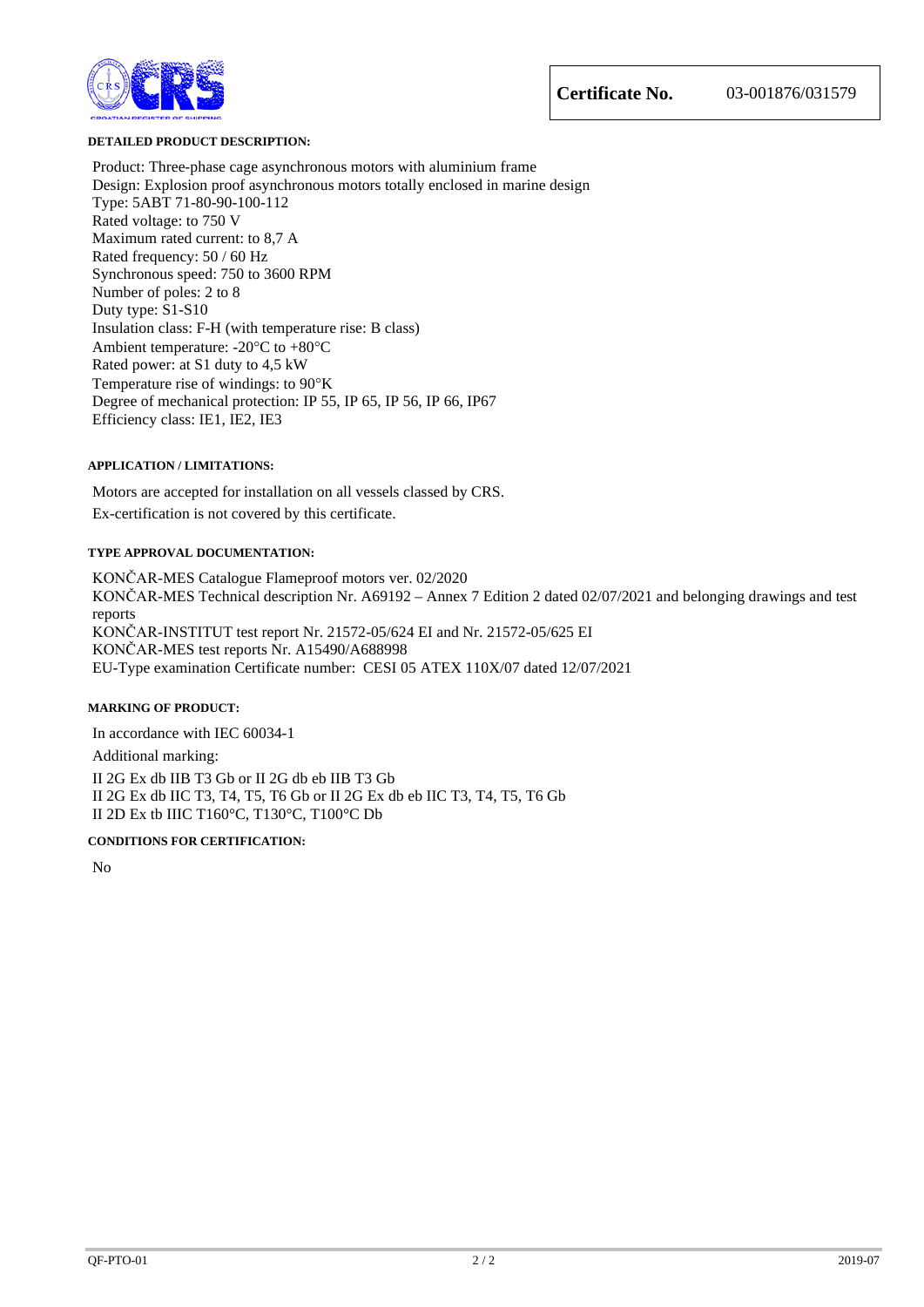**Certificate No.** 03-001876/031579

### DETAILED PRODUCT DESCRIPTION:

Product: Three-phase cage asynchronous motors with aluminium frame
Design: Explosion proof asynchronous motors totally enclosed in marine design
Type: 5ABT 71-80-90-100-112
Rated voltage: to 750 V
Maximum rated current: to 8,7 A
Rated frequency: 50 / 60 Hz
Synchronous speed: 750 to 3600 RPM
Number of poles: 2 to 8
Duty type: S1-S10
Insulation class: F-H (with temperature rise: B class)
Ambient temperature: -20°C to +80°C
Rated power: at S1 duty to 4,5 kW
Temperature rise of windings: to 90°K
Degree of mechanical protection: IP 55, IP 65, IP 56, IP 66, IP67
Efficiency class: IE1, IE2, IE3

### APPLICATION / LIMITATIONS:

Motors are accepted for installation on all vessels classed by CRS.

Ex-certification is not covered by this certificate.

### TYPE APPROVAL DOCUMENTATION:

KONČAR-MES Catalogue Flameproof motors ver. 02/2020
KONČAR-MES Technical description Nr. A69192 – Annex 7 Edition 2 dated 02/07/2021 and belonging drawings and test reports
KONČAR-INSTITUT test report Nr. 21572-05/624 EI and Nr. 21572-05/625 EI
KONČAR-MES test reports Nr. A15490/A688998
EU-Type examination Certificate number: CESI 05 ATEX 110X/07 dated 12/07/2021

### MARKING OF PRODUCT:

In accordance with IEC 60034-1

Additional marking:

II 2G Ex db IIB T3 Gb or II 2G db eb IIB T3 Gb
II 2G Ex db IIC T3, T4, T5, T6 Gb or II 2G Ex db eb IIC T3, T4, T5, T6 Gb
II 2D Ex tb IIIC T160°C, T130°C, T100°C Db

### CONDITIONS FOR CERTIFICATION:

No